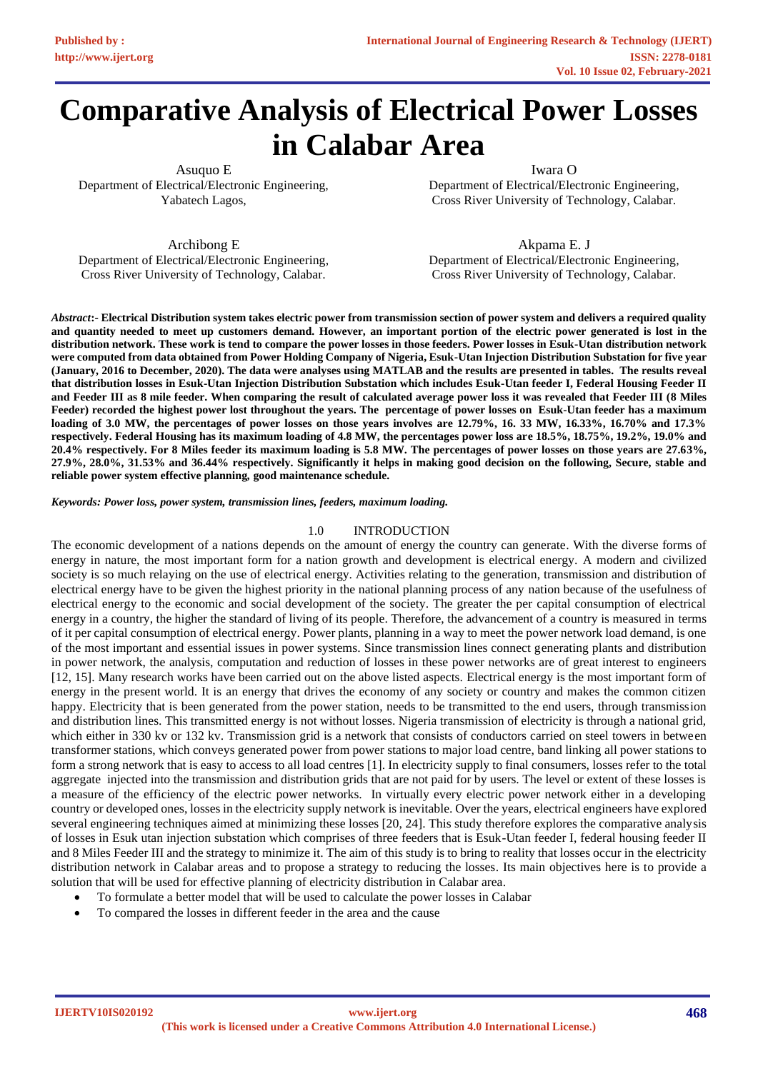# Comparative Analysis of Electrical Power Losses in Calabar Area

Asuquo E
Department of Electrical/Electronic Engineering, Yabatech Lagos,

Iwara O
Department of Electrical/Electronic Engineering, Cross River University of Technology, Calabar.

Archibong E
Department of Electrical/Electronic Engineering, Cross River University of Technology, Calabar.

Akpama E. J
Department of Electrical/Electronic Engineering, Cross River University of Technology, Calabar.

***Abstract*:- Electrical Distribution system takes electric power from transmission section of power system and delivers a required quality and quantity needed to meet up customers demand. However, an important portion of the electric power generated is lost in the distribution network. These work is tend to compare the power losses in those feeders. Power losses in Esuk-Utan distribution network were computed from data obtained from Power Holding Company of Nigeria, Esuk-Utan Injection Distribution Substation for five year (January, 2016 to December, 2020). The data were analyses using MATLAB and the results are presented in tables. The results reveal that distribution losses in Esuk-Utan Injection Distribution Substation which includes Esuk-Utan feeder I, Federal Housing Feeder II and Feeder III as 8 mile feeder. When comparing the result of calculated average power loss it was revealed that Feeder III (8 Miles Feeder) recorded the highest power lost throughout the years. The percentage of power losses on Esuk-Utan feeder has a maximum loading of 3.0 MW, the percentages of power losses on those years involves are 12.79%, 16. 33 MW, 16.33%, 16.70% and 17.3% respectively. Federal Housing has its maximum loading of 4.8 MW, the percentages power loss are 18.5%, 18.75%, 19.2%, 19.0% and 20.4% respectively. For 8 Miles feeder its maximum loading is 5.8 MW. The percentages of power losses on those years are 27.63%, 27.9%, 28.0%, 31.53% and 36.44% respectively. Significantly it helps in making good decision on the following, Secure, stable and reliable power system effective planning, good maintenance schedule.**

***Keywords: Power loss, power system, transmission lines, feeders, maximum loading.***

## 1.0 INTRODUCTION

The economic development of a nations depends on the amount of energy the country can generate. With the diverse forms of energy in nature, the most important form for a nation growth and development is electrical energy. A modern and civilized society is so much relaying on the use of electrical energy. Activities relating to the generation, transmission and distribution of electrical energy have to be given the highest priority in the national planning process of any nation because of the usefulness of electrical energy to the economic and social development of the society. The greater the per capital consumption of electrical energy in a country, the higher the standard of living of its people. Therefore, the advancement of a country is measured in terms of it per capital consumption of electrical energy. Power plants, planning in a way to meet the power network load demand, is one of the most important and essential issues in power systems. Since transmission lines connect generating plants and distribution in power network, the analysis, computation and reduction of losses in these power networks are of great interest to engineers [12, 15]. Many research works have been carried out on the above listed aspects. Electrical energy is the most important form of energy in the present world. It is an energy that drives the economy of any society or country and makes the common citizen happy. Electricity that is been generated from the power station, needs to be transmitted to the end users, through transmission and distribution lines. This transmitted energy is not without losses. Nigeria transmission of electricity is through a national grid, which either in 330 kv or 132 kv. Transmission grid is a network that consists of conductors carried on steel towers in between transformer stations, which conveys generated power from power stations to major load centre, band linking all power stations to form a strong network that is easy to access to all load centres [1]. In electricity supply to final consumers, losses refer to the total aggregate injected into the transmission and distribution grids that are not paid for by users. The level or extent of these losses is a measure of the efficiency of the electric power networks. In virtually every electric power network either in a developing country or developed ones, losses in the electricity supply network is inevitable. Over the years, electrical engineers have explored several engineering techniques aimed at minimizing these losses [20, 24]. This study therefore explores the comparative analysis of losses in Esuk utan injection substation which comprises of three feeders that is Esuk-Utan feeder I, federal housing feeder II and 8 Miles Feeder III and the strategy to minimize it. The aim of this study is to bring to reality that losses occur in the electricity distribution network in Calabar areas and to propose a strategy to reducing the losses. Its main objectives here is to provide a solution that will be used for effective planning of electricity distribution in Calabar area.

- To formulate a better model that will be used to calculate the power losses in Calabar
- To compared the losses in different feeder in the area and the cause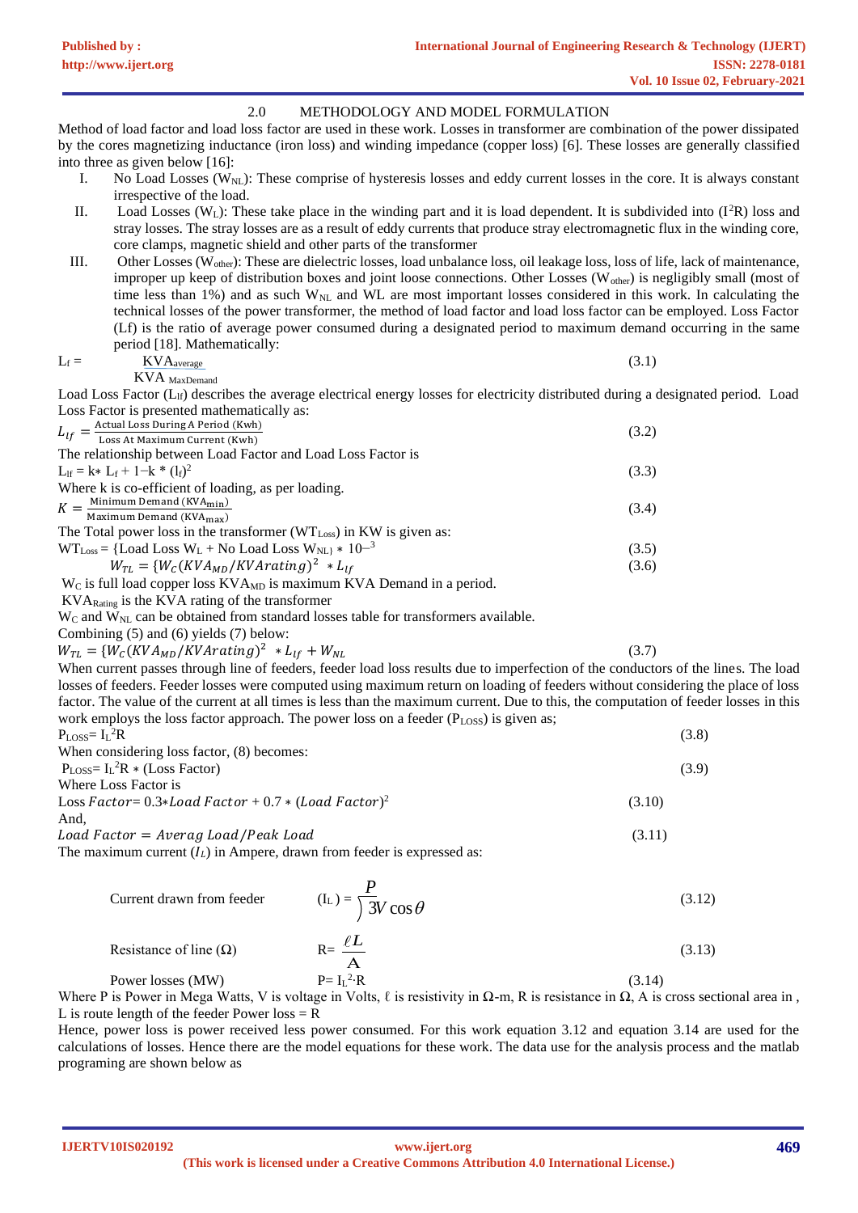## 2.0 METHODOLOGY AND MODEL FORMULATION

Method of load factor and load loss factor are used in these work. Losses in transformer are combination of the power dissipated by the cores magnetizing inductance (iron loss) and winding impedance (copper loss) [6]. These losses are generally classified into three as given below [16]:

I. No Load Losses ($W_{NL}$): These comprise of hysteresis losses and eddy current losses in the core. It is always constant irrespective of the load.

II. Load Losses ($W_L$): These take place in the winding part and it is load dependent. It is subdivided into ($I^2R$) loss and stray losses. The stray losses are as a result of eddy currents that produce stray electromagnetic flux in the winding core, core clamps, magnetic shield and other parts of the transformer

III. Other Losses ($W_{other}$): These are dielectric losses, load unbalance loss, oil leakage loss, loss of life, lack of maintenance, improper up keep of distribution boxes and joint loose connections. Other Losses ($W_{other}$) is negligibly small (most of time less than 1%) and as such $W_{NL}$ and WL are most important losses considered in this work. In calculating the technical losses of the power transformer, the method of load factor and load loss factor can be employed. Loss Factor (Lf) is the ratio of average power consumed during a designated period to maximum demand occurring in the same period [18]. Mathematically:

$$L_f = \frac{KVA_{average}}{KVA_{MaxDemand}} \quad (3.1)$$

Load Loss Factor ($L_{lf}$) describes the average electrical energy losses for electricity distributed during a designated period. Load Loss Factor is presented mathematically as:

$$L_{lf} = \frac{\text{Actual Loss During A Period (Kwh)}}{\text{Loss At Maximum Current (Kwh)}} \quad (3.2)$$

The relationship between Load Factor and Load Loss Factor is

$$L_{lf} = k * L_f + 1-k * (l_f)^2 \quad (3.3)$$

Where k is co-efficient of loading, as per loading.

$$K = \frac{\text{Minimum Demand } (KVA_{min})}{\text{Maximum Demand } (KVA_{max})} \quad (3.4)$$

The Total power loss in the transformer ($WT_{Loss}$) in KW is given as:

$$WT_{Loss} = \{\text{Load Loss } W_L + \text{No Load Loss } W_{NL}\} * 10^{-3} \quad (3.5)$$

$$W_{TL} = \{W_C(KVA_{MD}/KVArating)^2 \; * L_{lf} \quad (3.6)$$

$W_C$ is full load copper loss $KVA_{MD}$ is maximum KVA Demand in a period.

$KVA_{Rating}$ is the KVA rating of the transformer

$W_C$ and $W_{NL}$ can be obtained from standard losses table for transformers available.

Combining (5) and (6) yields (7) below:

$$W_{TL} = \{W_C(KVA_{MD}/KVArating)^2 \; * L_{lf} + W_{NL} \quad (3.7)$$

When current passes through line of feeders, feeder load loss results due to imperfection of the conductors of the lines. The load losses of feeders. Feeder losses were computed using maximum return on loading of feeders without considering the place of loss factor. The value of the current at all times is less than the maximum current. Due to this, the computation of feeder losses in this work employs the loss factor approach. The power loss on a feeder ($P_{LOSS}$) is given as;

$$P_{LOSS} = I_L^2 R \quad (3.8)$$

When considering loss factor, (8) becomes:

$$P_{LOSS} = I_L^2 R * (\text{Loss Factor}) \quad (3.9)$$

Where Loss Factor is

$$\text{Loss } Factor = 0.3 * Load\ Factor + 0.7 * (Load\ Factor)^2 \quad (3.10)$$

And,

$$Load\ Factor = Averag\ Load/Peak\ Load \quad (3.11)$$

The maximum current ($I_L$) in Ampere, drawn from feeder is expressed as:

Current drawn from feeder $\quad (I_L) = \dfrac{P}{\sqrt{3}V\cos\theta} \quad (3.12)$

Resistance of line (Ω) $\quad R = \dfrac{\ell L}{A} \quad (3.13)$

Power losses (MW) $\quad P = I_L^2 \cdot R \quad (3.14)$

Where P is Power in Mega Watts, V is voltage in Volts, ℓ is resistivity in Ω-m, R is resistance in Ω, A is cross sectional area in , L is route length of the feeder Power loss = R

Hence, power loss is power received less power consumed. For this work equation 3.12 and equation 3.14 are used for the calculations of losses. Hence there are the model equations for these work. The data use for the analysis process and the matlab programing are shown below as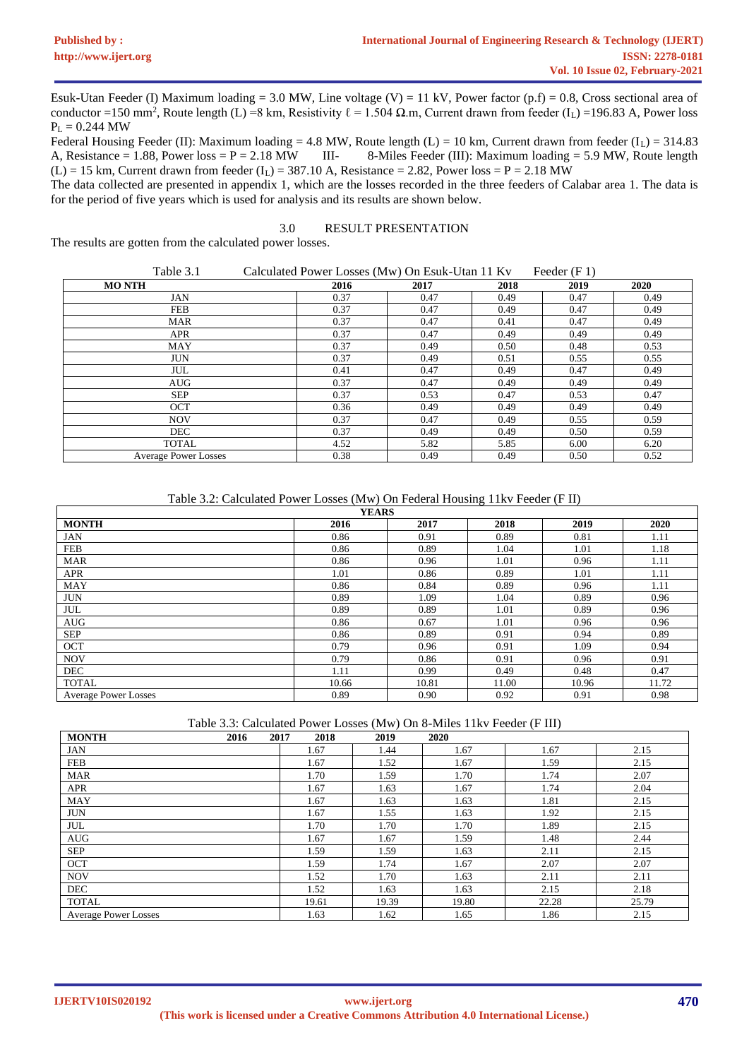Esuk-Utan Feeder (I) Maximum loading = 3.0 MW, Line voltage (V) = 11 kV, Power factor (p.f) = 0.8, Cross sectional area of conductor =150 mm$^2$, Route length (L) =8 km, Resistivity $\ell$ = 1.504 Ω.m, Current drawn from feeder ($I_L$) =196.83 A, Power loss $P_L$ = 0.244 MW

Federal Housing Feeder (II): Maximum loading = 4.8 MW, Route length (L) = 10 km, Current drawn from feeder ($I_L$) = 314.83 A, Resistance = 1.88, Power loss = P = 2.18 MW III- 8-Miles Feeder (III): Maximum loading = 5.9 MW, Route length (L) = 15 km, Current drawn from feeder ($I_L$) = 387.10 A, Resistance = 2.82, Power loss = P = 2.18 MW

The data collected are presented in appendix 1, which are the losses recorded in the three feeders of Calabar area 1. The data is for the period of five years which is used for analysis and its results are shown below.

## 3.0 RESULT PRESENTATION

The results are gotten from the calculated power losses.

Table 3.1 Calculated Power Losses (Mw) On Esuk-Utan 11 Kv Feeder (F 1)

| MO NTH | 2016 | 2017 | 2018 | 2019 | 2020 |
|---|---|---|---|---|---|
| JAN | 0.37 | 0.47 | 0.49 | 0.47 | 0.49 |
| FEB | 0.37 | 0.47 | 0.49 | 0.47 | 0.49 |
| MAR | 0.37 | 0.47 | 0.41 | 0.47 | 0.49 |
| APR | 0.37 | 0.47 | 0.49 | 0.49 | 0.49 |
| MAY | 0.37 | 0.49 | 0.50 | 0.48 | 0.53 |
| JUN | 0.37 | 0.49 | 0.51 | 0.55 | 0.55 |
| JUL | 0.41 | 0.47 | 0.49 | 0.47 | 0.49 |
| AUG | 0.37 | 0.47 | 0.49 | 0.49 | 0.49 |
| SEP | 0.37 | 0.53 | 0.47 | 0.53 | 0.47 |
| OCT | 0.36 | 0.49 | 0.49 | 0.49 | 0.49 |
| NOV | 0.37 | 0.47 | 0.49 | 0.55 | 0.59 |
| DEC | 0.37 | 0.49 | 0.49 | 0.50 | 0.59 |
| TOTAL | 4.52 | 5.82 | 5.85 | 6.00 | 6.20 |
| Average Power Losses | 0.38 | 0.49 | 0.49 | 0.50 | 0.52 |

Table 3.2: Calculated Power Losses (Mw) On Federal Housing 11kv Feeder (F II)

| | YEARS | | | | |
|---|---|---|---|---|---|
| MONTH | 2016 | 2017 | 2018 | 2019 | 2020 |
| JAN | 0.86 | 0.91 | 0.89 | 0.81 | 1.11 |
| FEB | 0.86 | 0.89 | 1.04 | 1.01 | 1.18 |
| MAR | 0.86 | 0.96 | 1.01 | 0.96 | 1.11 |
| APR | 1.01 | 0.86 | 0.89 | 1.01 | 1.11 |
| MAY | 0.86 | 0.84 | 0.89 | 0.96 | 1.11 |
| JUN | 0.89 | 1.09 | 1.04 | 0.89 | 0.96 |
| JUL | 0.89 | 0.89 | 1.01 | 0.89 | 0.96 |
| AUG | 0.86 | 0.67 | 1.01 | 0.96 | 0.96 |
| SEP | 0.86 | 0.89 | 0.91 | 0.94 | 0.89 |
| OCT | 0.79 | 0.96 | 0.91 | 1.09 | 0.94 |
| NOV | 0.79 | 0.86 | 0.91 | 0.96 | 0.91 |
| DEC | 1.11 | 0.99 | 0.49 | 0.48 | 0.47 |
| TOTAL | 10.66 | 10.81 | 11.00 | 10.96 | 11.72 |
| Average Power Losses | 0.89 | 0.90 | 0.92 | 0.91 | 0.98 |

Table 3.3: Calculated Power Losses (Mw) On 8-Miles 11kv Feeder (F III)

| MONTH 2016 2017 2018 2019 2020 | | | | | |
|---|---|---|---|---|---|
| JAN | 1.67 | 1.44 | 1.67 | 1.67 | 2.15 |
| FEB | 1.67 | 1.52 | 1.67 | 1.59 | 2.15 |
| MAR | 1.70 | 1.59 | 1.70 | 1.74 | 2.07 |
| APR | 1.67 | 1.63 | 1.67 | 1.74 | 2.04 |
| MAY | 1.67 | 1.63 | 1.63 | 1.81 | 2.15 |
| JUN | 1.67 | 1.55 | 1.63 | 1.92 | 2.15 |
| JUL | 1.70 | 1.70 | 1.70 | 1.89 | 2.15 |
| AUG | 1.67 | 1.67 | 1.59 | 1.48 | 2.44 |
| SEP | 1.59 | 1.59 | 1.63 | 2.11 | 2.15 |
| OCT | 1.59 | 1.74 | 1.67 | 2.07 | 2.07 |
| NOV | 1.52 | 1.70 | 1.63 | 2.11 | 2.11 |
| DEC | 1.52 | 1.63 | 1.63 | 2.15 | 2.18 |
| TOTAL | 19.61 | 19.39 | 19.80 | 22.28 | 25.79 |
| Average Power Losses | 1.63 | 1.62 | 1.65 | 1.86 | 2.15 |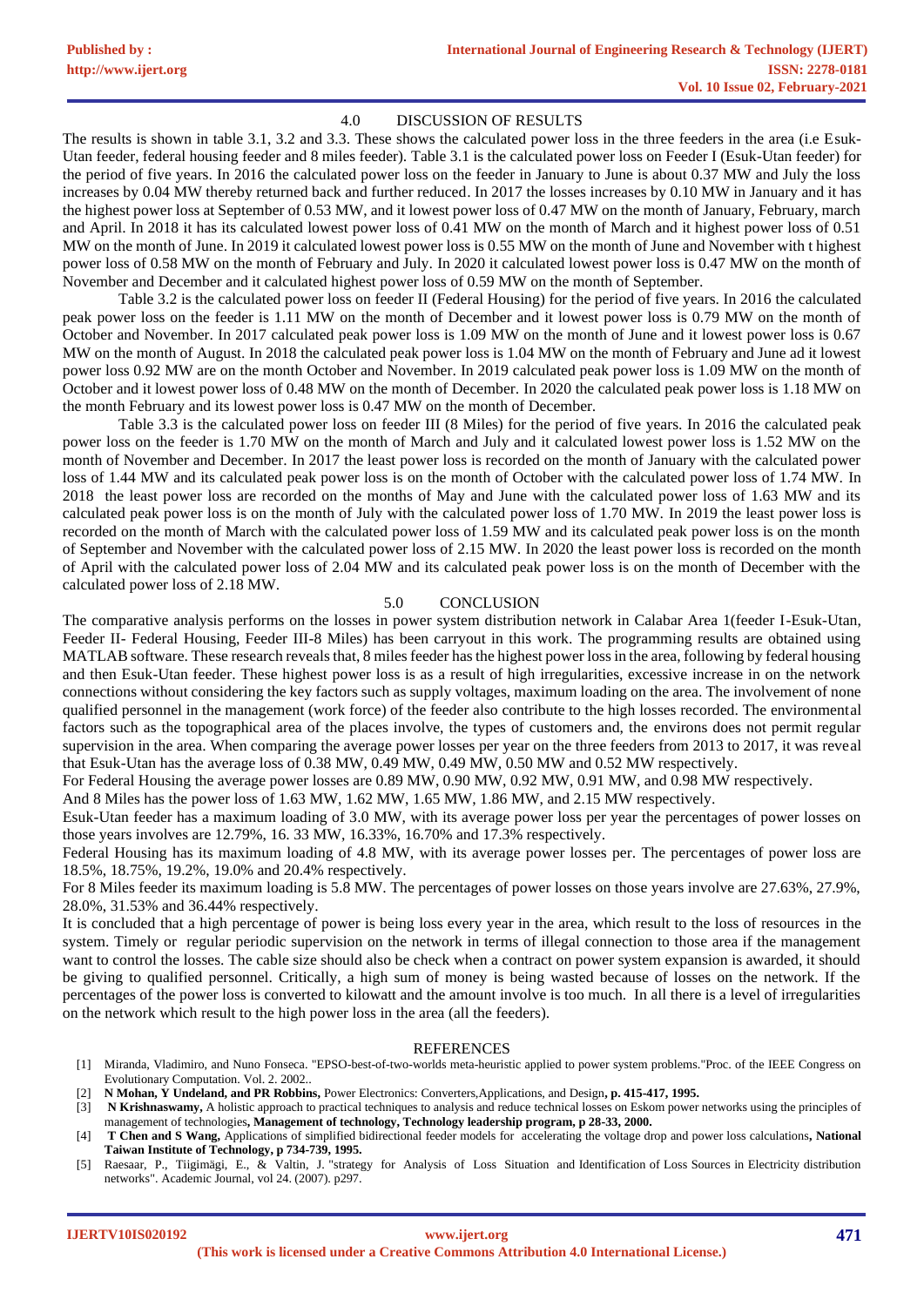## 4.0 DISCUSSION OF RESULTS

The results is shown in table 3.1, 3.2 and 3.3. These shows the calculated power loss in the three feeders in the area (i.e Esuk-Utan feeder, federal housing feeder and 8 miles feeder). Table 3.1 is the calculated power loss on Feeder I (Esuk-Utan feeder) for the period of five years. In 2016 the calculated power loss on the feeder in January to June is about 0.37 MW and July the loss increases by 0.04 MW thereby returned back and further reduced. In 2017 the losses increases by 0.10 MW in January and it has the highest power loss at September of 0.53 MW, and it lowest power loss of 0.47 MW on the month of January, February, march and April. In 2018 it has its calculated lowest power loss of 0.41 MW on the month of March and it highest power loss of 0.51 MW on the month of June. In 2019 it calculated lowest power loss is 0.55 MW on the month of June and November with t highest power loss of 0.58 MW on the month of February and July. In 2020 it calculated lowest power loss is 0.47 MW on the month of November and December and it calculated highest power loss of 0.59 MW on the month of September.

Table 3.2 is the calculated power loss on feeder II (Federal Housing) for the period of five years. In 2016 the calculated peak power loss on the feeder is 1.11 MW on the month of December and it lowest power loss is 0.79 MW on the month of October and November. In 2017 calculated peak power loss is 1.09 MW on the month of June and it lowest power loss is 0.67 MW on the month of August. In 2018 the calculated peak power loss is 1.04 MW on the month of February and June ad it lowest power loss 0.92 MW are on the month October and November. In 2019 calculated peak power loss is 1.09 MW on the month of October and it lowest power loss of 0.48 MW on the month of December. In 2020 the calculated peak power loss is 1.18 MW on the month February and its lowest power loss is 0.47 MW on the month of December.

Table 3.3 is the calculated power loss on feeder III (8 Miles) for the period of five years. In 2016 the calculated peak power loss on the feeder is 1.70 MW on the month of March and July and it calculated lowest power loss is 1.52 MW on the month of November and December. In 2017 the least power loss is recorded on the month of January with the calculated power loss of 1.44 MW and its calculated peak power loss is on the month of October with the calculated power loss of 1.74 MW. In 2018 the least power loss are recorded on the months of May and June with the calculated power loss of 1.63 MW and its calculated peak power loss is on the month of July with the calculated power loss of 1.70 MW. In 2019 the least power loss is recorded on the month of March with the calculated power loss of 1.59 MW and its calculated peak power loss is on the month of September and November with the calculated power loss of 2.15 MW. In 2020 the least power loss is recorded on the month of April with the calculated power loss of 2.04 MW and its calculated peak power loss is on the month of December with the calculated power loss of 2.18 MW.

## 5.0 CONCLUSION

The comparative analysis performs on the losses in power system distribution network in Calabar Area 1(feeder I-Esuk-Utan, Feeder II- Federal Housing, Feeder III-8 Miles) has been carryout in this work. The programming results are obtained using MATLAB software. These research reveals that, 8 miles feeder has the highest power loss in the area, following by federal housing and then Esuk-Utan feeder. These highest power loss is as a result of high irregularities, excessive increase in on the network connections without considering the key factors such as supply voltages, maximum loading on the area. The involvement of none qualified personnel in the management (work force) of the feeder also contribute to the high losses recorded. The environmental factors such as the topographical area of the places involve, the types of customers and, the environs does not permit regular supervision in the area. When comparing the average power losses per year on the three feeders from 2013 to 2017, it was reveal that Esuk-Utan has the average loss of 0.38 MW, 0.49 MW, 0.49 MW, 0.50 MW and 0.52 MW respectively.

For Federal Housing the average power losses are 0.89 MW, 0.90 MW, 0.92 MW, 0.91 MW, and 0.98 MW respectively.

And 8 Miles has the power loss of 1.63 MW, 1.62 MW, 1.65 MW, 1.86 MW, and 2.15 MW respectively.

Esuk-Utan feeder has a maximum loading of 3.0 MW, with its average power loss per year the percentages of power losses on those years involves are 12.79%, 16. 33 MW, 16.33%, 16.70% and 17.3% respectively.

Federal Housing has its maximum loading of 4.8 MW, with its average power losses per. The percentages of power loss are 18.5%, 18.75%, 19.2%, 19.0% and 20.4% respectively.

For 8 Miles feeder its maximum loading is 5.8 MW. The percentages of power losses on those years involve are 27.63%, 27.9%, 28.0%, 31.53% and 36.44% respectively.

It is concluded that a high percentage of power is being loss every year in the area, which result to the loss of resources in the system. Timely or regular periodic supervision on the network in terms of illegal connection to those area if the management want to control the losses. The cable size should also be check when a contract on power system expansion is awarded, it should be giving to qualified personnel. Critically, a high sum of money is being wasted because of losses on the network. If the percentages of the power loss is converted to kilowatt and the amount involve is too much. In all there is a level of irregularities on the network which result to the high power loss in the area (all the feeders).

## REFERENCES

[1] Miranda, Vladimiro, and Nuno Fonseca. "EPSO-best-of-two-worlds meta-heuristic applied to power system problems."Proc. of the IEEE Congress on Evolutionary Computation. Vol. 2. 2002..

[2] **N Mohan, Y Undeland, and PR Robbins,** Power Electronics: Converters,Applications, and Design**, p. 415-417, 1995.**

[3] **N Krishnaswamy,** A holistic approach to practical techniques to analysis and reduce technical losses on Eskom power networks using the principles of management of technologies**, Management of technology, Technology leadership program, p 28-33, 2000.**

[4] **T Chen and S Wang,** Applications of simplified bidirectional feeder models for accelerating the voltage drop and power loss calculations**, National Taiwan Institute of Technology, p 734-739, 1995.**

[5] Raesaar, P., Tiigimägi, E., & Valtin, J. "strategy for Analysis of Loss Situation and Identification of Loss Sources in Electricity distribution networks". Academic Journal, vol 24. (2007). p297.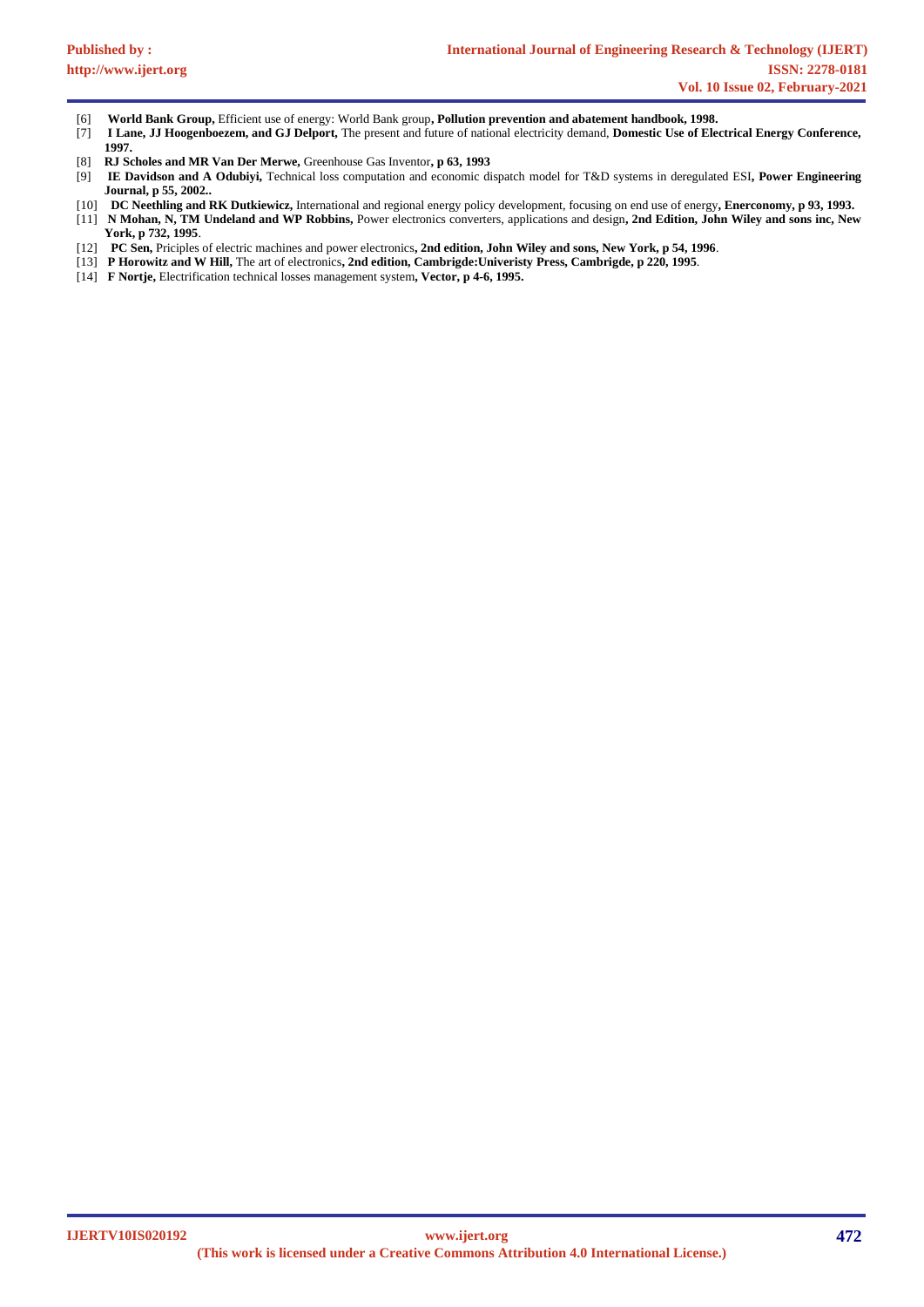[6] **World Bank Group,** Efficient use of energy: World Bank group**, Pollution prevention and abatement handbook, 1998.**

[7] **I Lane, JJ Hoogenboezem, and GJ Delport,** The present and future of national electricity demand, **Domestic Use of Electrical Energy Conference, 1997.**

[8] **RJ Scholes and MR Van Der Merwe,** Greenhouse Gas Inventor**, p 63, 1993**

[9] **IE Davidson and A Odubiyi,** Technical loss computation and economic dispatch model for T&D systems in deregulated ESI**, Power Engineering Journal, p 55, 2002..**

[10] **DC Neethling and RK Dutkiewicz,** International and regional energy policy development, focusing on end use of energy**, Enerconomy, p 93, 1993.**

[11] **N Mohan, N, TM Undeland and WP Robbins,** Power electronics converters, applications and design**, 2nd Edition, John Wiley and sons inc, New York, p 732, 1995**.

[12] **PC Sen,** Priciples of electric machines and power electronics**, 2nd edition, John Wiley and sons, New York, p 54, 1996**.

[13] **P Horowitz and W Hill,** The art of electronics**, 2nd edition, Cambrigde:Univeristy Press, Cambrigde, p 220, 1995**.

[14] **F Nortje,** Electrification technical losses management system**, Vector, p 4-6, 1995.**